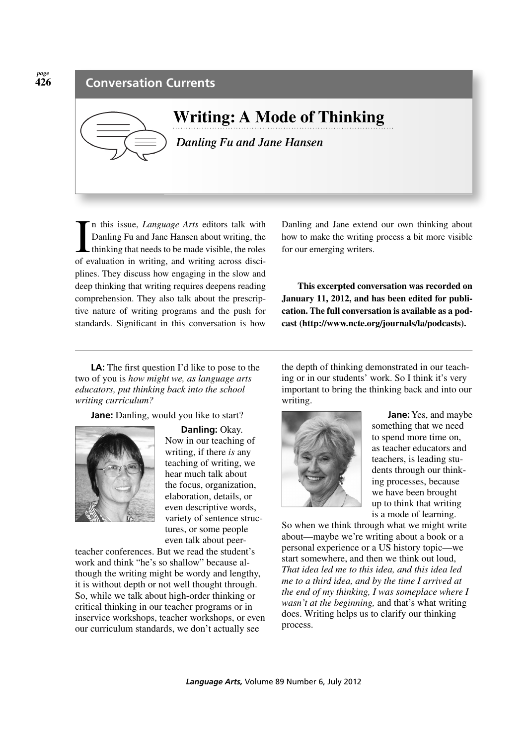## Conversation Currents

# Writing: A Mode of Thinking

*Danling Fu and Jane Hansen*

In this issue, *Language Arts* editors talk with Danling Fu and Jane Hansen about writing, the thinking that needs to be made visible, the roles of evaluation in writing, and writing across disciplines. They discuss how engaging in the slow and deep thinking that writing requires deepens reading comprehension. They also talk about the prescriptive nature of writing programs and the push for standards. Significant in this conversation is how Danling and Jane extend our own thinking about how to make the writing process a bit more visible for our emerging writers.

**This excerpted conversation was recorded on January 11, 2012, and has been edited for publication. The full conversation is available as a podcast (http://www.ncte.org/journals/la/podcasts).**

---

**LA:** The first question I'd like to pose to the two of you is *how might we, as language arts educators, put thinking back into the school writing curriculum?*

**Jane:** Danling, would you like to start?

**Danling:** Okay. Now in our teaching of writing, if there *is* any teaching of writing, we hear much talk about the focus, organization, elaboration, details, or even descriptive words, variety of sentence structures, or some people even talk about peer-teacher conferences. But we read the student's work and think "he's so shallow" because although the writing might be wordy and lengthy, it is without depth or not well thought through. So, while we talk about high-order thinking or critical thinking in our teacher programs or in inservice workshops, teacher workshops, or even our curriculum standards, we don't actually see the depth of thinking demonstrated in our teaching or in our students' work. So I think it's very important to bring the thinking back and into our writing.

**Jane:** Yes, and maybe something that we need to spend more time on, as teacher educators and teachers, is leading students through our thinking processes, because we have been brought up to think that writing is a mode of learning. So when we think through what we might write about—maybe we're writing about a book or a personal experience or a US history topic—we start somewhere, and then we think out loud, *That idea led me to this idea, and this idea led me to a third idea, and by the time I arrived at the end of my thinking, I was someplace where I wasn't at the beginning,* and that's what writing does. Writing helps us to clarify our thinking process.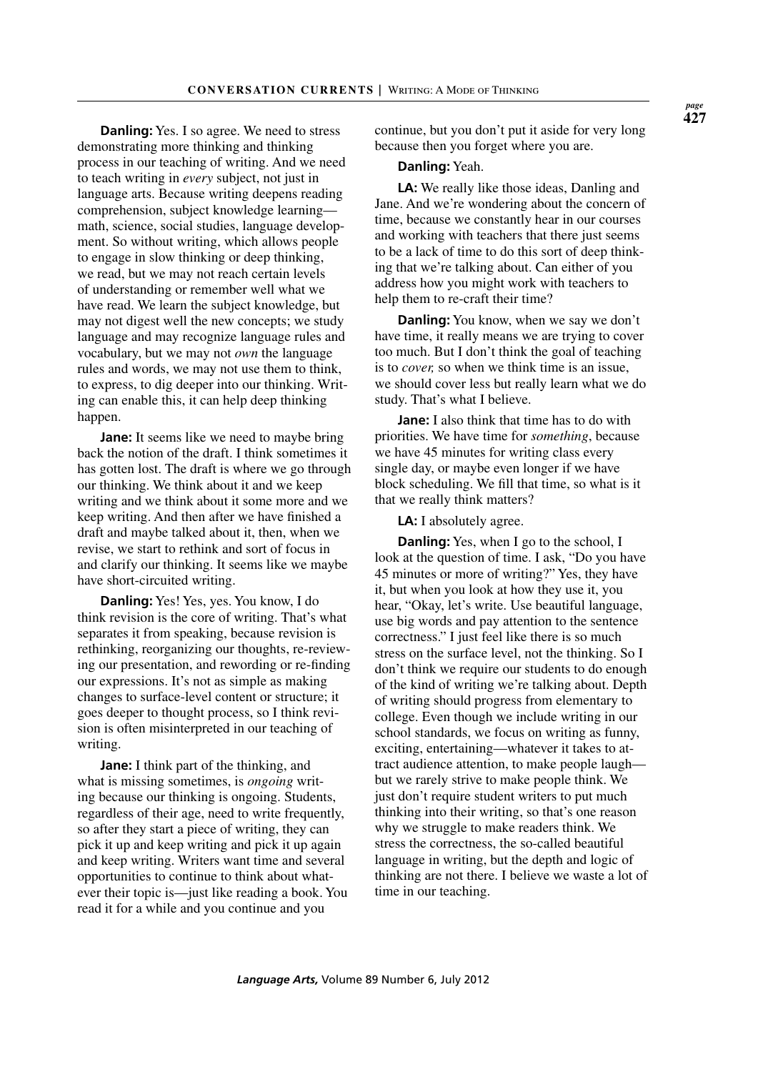**Danling:** Yes. I so agree. We need to stress demonstrating more thinking and thinking process in our teaching of writing. And we need to teach writing in *every* subject, not just in language arts. Because writing deepens reading comprehension, subject knowledge learning—math, science, social studies, language development. So without writing, which allows people to engage in slow thinking or deep thinking, we read, but we may not reach certain levels of understanding or remember well what we have read. We learn the subject knowledge, but may not digest well the new concepts; we study language and may recognize language rules and vocabulary, but we may not *own* the language rules and words, we may not use them to think, to express, to dig deeper into our thinking. Writing can enable this, it can help deep thinking happen.

**Jane:** It seems like we need to maybe bring back the notion of the draft. I think sometimes it has gotten lost. The draft is where we go through our thinking. We think about it and we keep writing and we think about it some more and we keep writing. And then after we have finished a draft and maybe talked about it, then, when we revise, we start to rethink and sort of focus in and clarify our thinking. It seems like we maybe have short-circuited writing.

**Danling:** Yes! Yes, yes. You know, I do think revision is the core of writing. That's what separates it from speaking, because revision is rethinking, reorganizing our thoughts, re-reviewing our presentation, and rewording or re-finding our expressions. It's not as simple as making changes to surface-level content or structure; it goes deeper to thought process, so I think revision is often misinterpreted in our teaching of writing.

**Jane:** I think part of the thinking, and what is missing sometimes, is *ongoing* writing because our thinking is ongoing. Students, regardless of their age, need to write frequently, so after they start a piece of writing, they can pick it up and keep writing and pick it up again and keep writing. Writers want time and several opportunities to continue to think about whatever their topic is—just like reading a book. You read it for a while and you continue and you continue, but you don't put it aside for very long because then you forget where you are.

**Danling:** Yeah.

**LA:** We really like those ideas, Danling and Jane. And we're wondering about the concern of time, because we constantly hear in our courses and working with teachers that there just seems to be a lack of time to do this sort of deep thinking that we're talking about. Can either of you address how you might work with teachers to help them to re-craft their time?

**Danling:** You know, when we say we don't have time, it really means we are trying to cover too much. But I don't think the goal of teaching is to *cover,* so when we think time is an issue, we should cover less but really learn what we do study. That's what I believe.

**Jane:** I also think that time has to do with priorities. We have time for *something*, because we have 45 minutes for writing class every single day, or maybe even longer if we have block scheduling. We fill that time, so what is it that we really think matters?

**LA:** I absolutely agree.

**Danling:** Yes, when I go to the school, I look at the question of time. I ask, "Do you have 45 minutes or more of writing?" Yes, they have it, but when you look at how they use it, you hear, "Okay, let's write. Use beautiful language, use big words and pay attention to the sentence correctness." I just feel like there is so much stress on the surface level, not the thinking. So I don't think we require our students to do enough of the kind of writing we're talking about. Depth of writing should progress from elementary to college. Even though we include writing in our school standards, we focus on writing as funny, exciting, entertaining—whatever it takes to attract audience attention, to make people laugh—but we rarely strive to make people think. We just don't require student writers to put much thinking into their writing, so that's one reason why we struggle to make readers think. We stress the correctness, the so-called beautiful language in writing, but the depth and logic of thinking are not there. I believe we waste a lot of time in our teaching.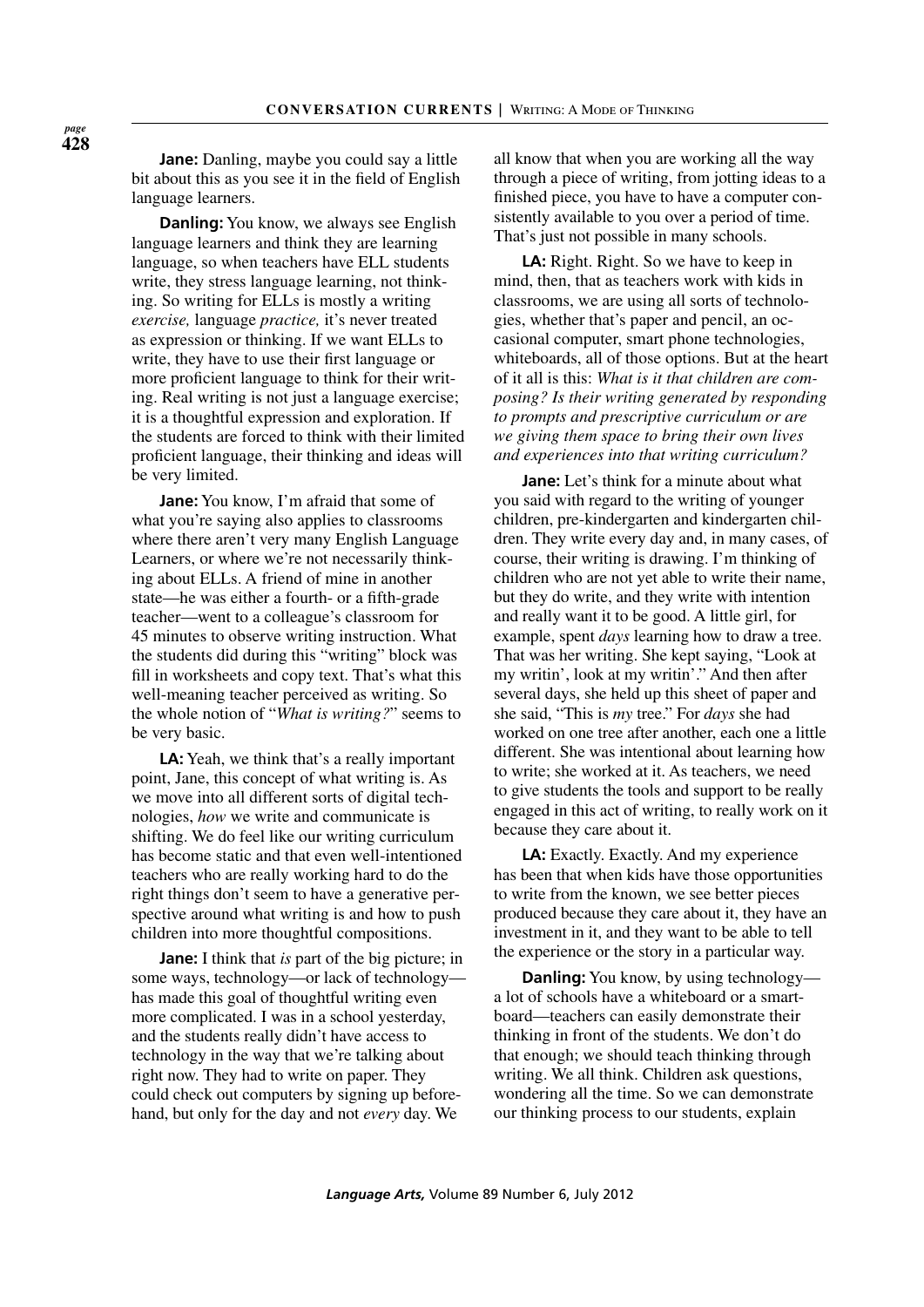**Jane:** Danling, maybe you could say a little bit about this as you see it in the field of English language learners.

**Danling:** You know, we always see English language learners and think they are learning language, so when teachers have ELL students write, they stress language learning, not thinking. So writing for ELLs is mostly a writing *exercise,* language *practice,* it's never treated as expression or thinking. If we want ELLs to write, they have to use their first language or more proficient language to think for their writing. Real writing is not just a language exercise; it is a thoughtful expression and exploration. If the students are forced to think with their limited proficient language, their thinking and ideas will be very limited.

**Jane:** You know, I'm afraid that some of what you're saying also applies to classrooms where there aren't very many English Language Learners, or where we're not necessarily thinking about ELLs. A friend of mine in another state—he was either a fourth- or a fifth-grade teacher—went to a colleague's classroom for 45 minutes to observe writing instruction. What the students did during this "writing" block was fill in worksheets and copy text. That's what this well-meaning teacher perceived as writing. So the whole notion of "*What is writing?*" seems to be very basic.

**LA:** Yeah, we think that's a really important point, Jane, this concept of what writing is. As we move into all different sorts of digital technologies, *how* we write and communicate is shifting. We do feel like our writing curriculum has become static and that even well-intentioned teachers who are really working hard to do the right things don't seem to have a generative perspective around what writing is and how to push children into more thoughtful compositions.

**Jane:** I think that *is* part of the big picture; in some ways, technology—or lack of technology—has made this goal of thoughtful writing even more complicated. I was in a school yesterday, and the students really didn't have access to technology in the way that we're talking about right now. They had to write on paper. They could check out computers by signing up beforehand, but only for the day and not *every* day. We all know that when you are working all the way through a piece of writing, from jotting ideas to a finished piece, you have to have a computer consistently available to you over a period of time. That's just not possible in many schools.

**LA:** Right. Right. So we have to keep in mind, then, that as teachers work with kids in classrooms, we are using all sorts of technologies, whether that's paper and pencil, an occasional computer, smart phone technologies, whiteboards, all of those options. But at the heart of it all is this: *What is it that children are composing? Is their writing generated by responding to prompts and prescriptive curriculum or are we giving them space to bring their own lives and experiences into that writing curriculum?*

**Jane:** Let's think for a minute about what you said with regard to the writing of younger children, pre-kindergarten and kindergarten children. They write every day and, in many cases, of course, their writing is drawing. I'm thinking of children who are not yet able to write their name, but they do write, and they write with intention and really want it to be good. A little girl, for example, spent *days* learning how to draw a tree. That was her writing. She kept saying, "Look at my writin', look at my writin'." And then after several days, she held up this sheet of paper and she said, "This is *my* tree." For *days* she had worked on one tree after another, each one a little different. She was intentional about learning how to write; she worked at it. As teachers, we need to give students the tools and support to be really engaged in this act of writing, to really work on it because they care about it.

**LA:** Exactly. Exactly. And my experience has been that when kids have those opportunities to write from the known, we see better pieces produced because they care about it, they have an investment in it, and they want to be able to tell the experience or the story in a particular way.

**Danling:** You know, by using technology—a lot of schools have a whiteboard or a smartboard—teachers can easily demonstrate their thinking in front of the students. We don't do that enough; we should teach thinking through writing. We all think. Children ask questions, wondering all the time. So we can demonstrate our thinking process to our students, explain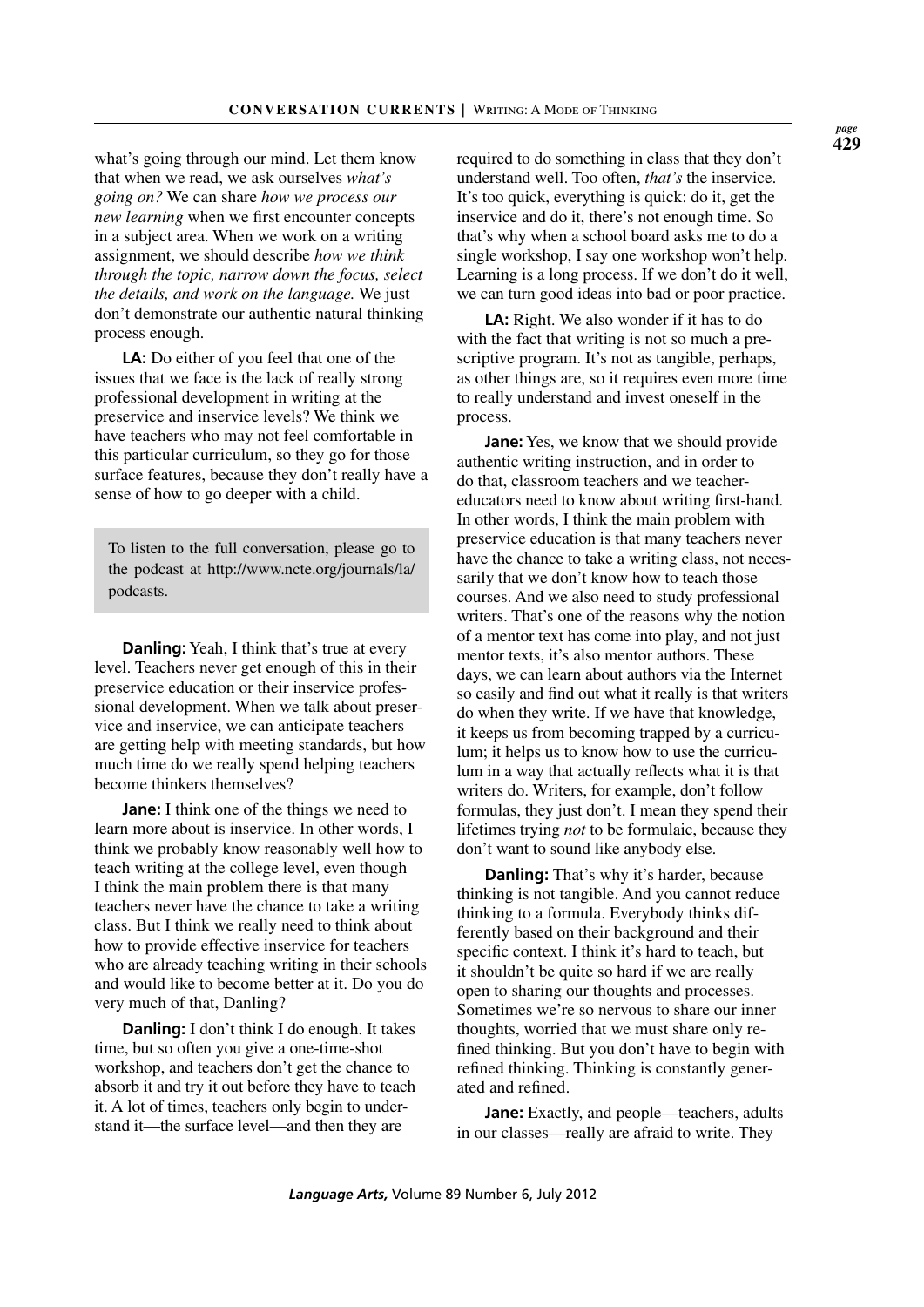what's going through our mind. Let them know that when we read, we ask ourselves *what's going on?* We can share *how we process our new learning* when we first encounter concepts in a subject area. When we work on a writing assignment, we should describe *how we think through the topic, narrow down the focus, select the details, and work on the language.* We just don't demonstrate our authentic natural thinking process enough.

**LA:** Do either of you feel that one of the issues that we face is the lack of really strong professional development in writing at the preservice and inservice levels? We think we have teachers who may not feel comfortable in this particular curriculum, so they go for those surface features, because they don't really have a sense of how to go deeper with a child.

> To listen to the full conversation, please go to the podcast at http://www.ncte.org/journals/la/podcasts.

**Danling:** Yeah, I think that's true at every level. Teachers never get enough of this in their preservice education or their inservice professional development. When we talk about preservice and inservice, we can anticipate teachers are getting help with meeting standards, but how much time do we really spend helping teachers become thinkers themselves?

**Jane:** I think one of the things we need to learn more about is inservice. In other words, I think we probably know reasonably well how to teach writing at the college level, even though I think the main problem there is that many teachers never have the chance to take a writing class. But I think we really need to think about how to provide effective inservice for teachers who are already teaching writing in their schools and would like to become better at it. Do you do very much of that, Danling?

**Danling:** I don't think I do enough. It takes time, but so often you give a one-time-shot workshop, and teachers don't get the chance to absorb it and try it out before they have to teach it. A lot of times, teachers only begin to understand it—the surface level—and then they are required to do something in class that they don't understand well. Too often, *that's* the inservice. It's too quick, everything is quick: do it, get the inservice and do it, there's not enough time. So that's why when a school board asks me to do a single workshop, I say one workshop won't help. Learning is a long process. If we don't do it well, we can turn good ideas into bad or poor practice.

**LA:** Right. We also wonder if it has to do with the fact that writing is not so much a prescriptive program. It's not as tangible, perhaps, as other things are, so it requires even more time to really understand and invest oneself in the process.

**Jane:** Yes, we know that we should provide authentic writing instruction, and in order to do that, classroom teachers and we teacher-educators need to know about writing first-hand. In other words, I think the main problem with preservice education is that many teachers never have the chance to take a writing class, not necessarily that we don't know how to teach those courses. And we also need to study professional writers. That's one of the reasons why the notion of a mentor text has come into play, and not just mentor texts, it's also mentor authors. These days, we can learn about authors via the Internet so easily and find out what it really is that writers do when they write. If we have that knowledge, it keeps us from becoming trapped by a curriculum; it helps us to know how to use the curriculum in a way that actually reflects what it is that writers do. Writers, for example, don't follow formulas, they just don't. I mean they spend their lifetimes trying *not* to be formulaic, because they don't want to sound like anybody else.

**Danling:** That's why it's harder, because thinking is not tangible. And you cannot reduce thinking to a formula. Everybody thinks differently based on their background and their specific context. I think it's hard to teach, but it shouldn't be quite so hard if we are really open to sharing our thoughts and processes. Sometimes we're so nervous to share our inner thoughts, worried that we must share only refined thinking. But you don't have to begin with refined thinking. Thinking is constantly generated and refined.

**Jane:** Exactly, and people—teachers, adults in our classes—really are afraid to write. They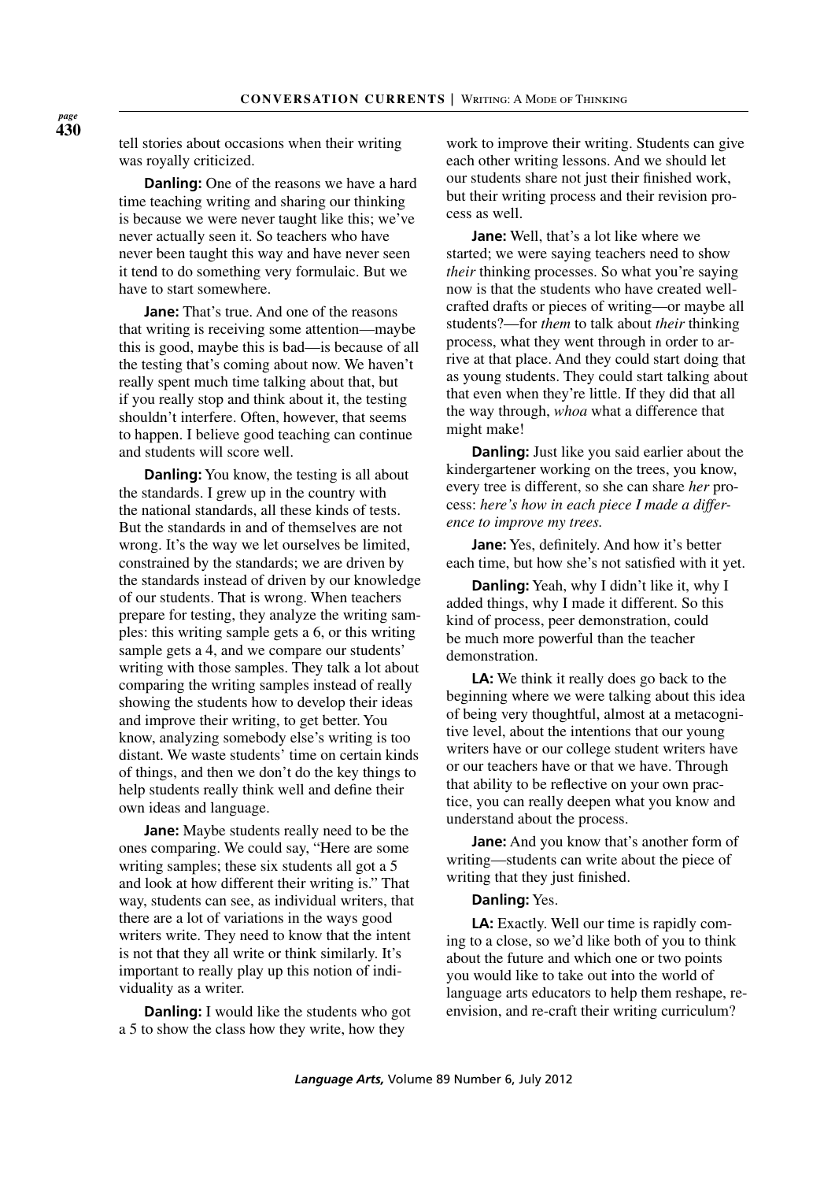tell stories about occasions when their writing was royally criticized.

**Danling:** One of the reasons we have a hard time teaching writing and sharing our thinking is because we were never taught like this; we've never actually seen it. So teachers who have never been taught this way and have never seen it tend to do something very formulaic. But we have to start somewhere.

**Jane:** That's true. And one of the reasons that writing is receiving some attention—maybe this is good, maybe this is bad—is because of all the testing that's coming about now. We haven't really spent much time talking about that, but if you really stop and think about it, the testing shouldn't interfere. Often, however, that seems to happen. I believe good teaching can continue and students will score well.

**Danling:** You know, the testing is all about the standards. I grew up in the country with the national standards, all these kinds of tests. But the standards in and of themselves are not wrong. It's the way we let ourselves be limited, constrained by the standards; we are driven by the standards instead of driven by our knowledge of our students. That is wrong. When teachers prepare for testing, they analyze the writing samples: this writing sample gets a 6, or this writing sample gets a 4, and we compare our students' writing with those samples. They talk a lot about comparing the writing samples instead of really showing the students how to develop their ideas and improve their writing, to get better. You know, analyzing somebody else's writing is too distant. We waste students' time on certain kinds of things, and then we don't do the key things to help students really think well and define their own ideas and language.

**Jane:** Maybe students really need to be the ones comparing. We could say, "Here are some writing samples; these six students all got a 5 and look at how different their writing is." That way, students can see, as individual writers, that there are a lot of variations in the ways good writers write. They need to know that the intent is not that they all write or think similarly. It's important to really play up this notion of individuality as a writer.

**Danling:** I would like the students who got a 5 to show the class how they write, how they work to improve their writing. Students can give each other writing lessons. And we should let our students share not just their finished work, but their writing process and their revision process as well.

**Jane:** Well, that's a lot like where we started; we were saying teachers need to show *their* thinking processes. So what you're saying now is that the students who have created well-crafted drafts or pieces of writing—or maybe all students?—for *them* to talk about *their* thinking process, what they went through in order to arrive at that place. And they could start doing that as young students. They could start talking about that even when they're little. If they did that all the way through, *whoa* what a difference that might make!

**Danling:** Just like you said earlier about the kindergartener working on the trees, you know, every tree is different, so she can share *her* process: *here's how in each piece I made a difference to improve my trees.*

**Jane:** Yes, definitely. And how it's better each time, but how she's not satisfied with it yet.

**Danling:** Yeah, why I didn't like it, why I added things, why I made it different. So this kind of process, peer demonstration, could be much more powerful than the teacher demonstration.

**LA:** We think it really does go back to the beginning where we were talking about this idea of being very thoughtful, almost at a metacognitive level, about the intentions that our young writers have or our college student writers have or our teachers have or that we have. Through that ability to be reflective on your own practice, you can really deepen what you know and understand about the process.

**Jane:** And you know that's another form of writing—students can write about the piece of writing that they just finished.

**Danling:** Yes.

**LA:** Exactly. Well our time is rapidly coming to a close, so we'd like both of you to think about the future and which one or two points you would like to take out into the world of language arts educators to help them reshape, re-envision, and re-craft their writing curriculum?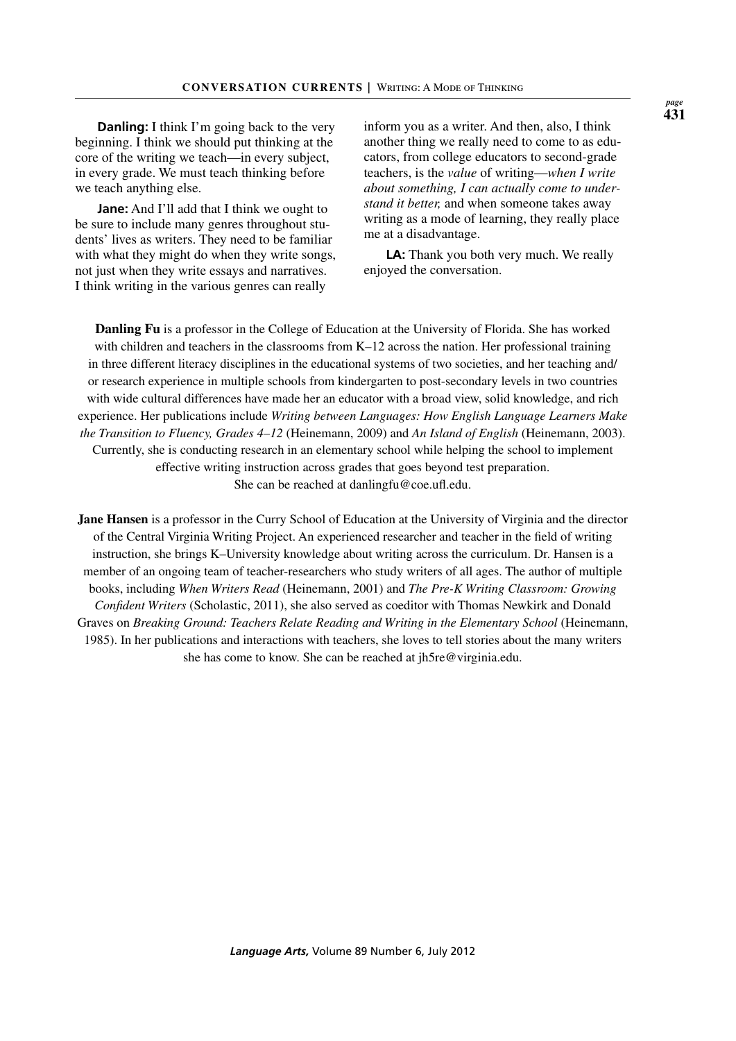**Danling:** I think I'm going back to the very beginning. I think we should put thinking at the core of the writing we teach—in every subject, in every grade. We must teach thinking before we teach anything else.

**Jane:** And I'll add that I think we ought to be sure to include many genres throughout students' lives as writers. They need to be familiar with what they might do when they write songs, not just when they write essays and narratives. I think writing in the various genres can really inform you as a writer. And then, also, I think another thing we really need to come to as educators, from college educators to second-grade teachers, is the *value* of writing—*when I write about something, I can actually come to understand it better,* and when someone takes away writing as a mode of learning, they really place me at a disadvantage.

**LA:** Thank you both very much. We really enjoyed the conversation.

**Danling Fu** is a professor in the College of Education at the University of Florida. She has worked with children and teachers in the classrooms from K–12 across the nation. Her professional training in three different literacy disciplines in the educational systems of two societies, and her teaching and/or research experience in multiple schools from kindergarten to post-secondary levels in two countries with wide cultural differences have made her an educator with a broad view, solid knowledge, and rich experience. Her publications include *Writing between Languages: How English Language Learners Make the Transition to Fluency, Grades 4–12* (Heinemann, 2009) and *An Island of English* (Heinemann, 2003). Currently, she is conducting research in an elementary school while helping the school to implement effective writing instruction across grades that goes beyond test preparation. She can be reached at danlingfu@coe.ufl.edu.

**Jane Hansen** is a professor in the Curry School of Education at the University of Virginia and the director of the Central Virginia Writing Project. An experienced researcher and teacher in the field of writing instruction, she brings K–University knowledge about writing across the curriculum. Dr. Hansen is a member of an ongoing team of teacher-researchers who study writers of all ages. The author of multiple books, including *When Writers Read* (Heinemann, 2001) and *The Pre-K Writing Classroom: Growing Confident Writers* (Scholastic, 2011), she also served as coeditor with Thomas Newkirk and Donald Graves on *Breaking Ground: Teachers Relate Reading and Writing in the Elementary School* (Heinemann, 1985). In her publications and interactions with teachers, she loves to tell stories about the many writers she has come to know. She can be reached at jh5re@virginia.edu.